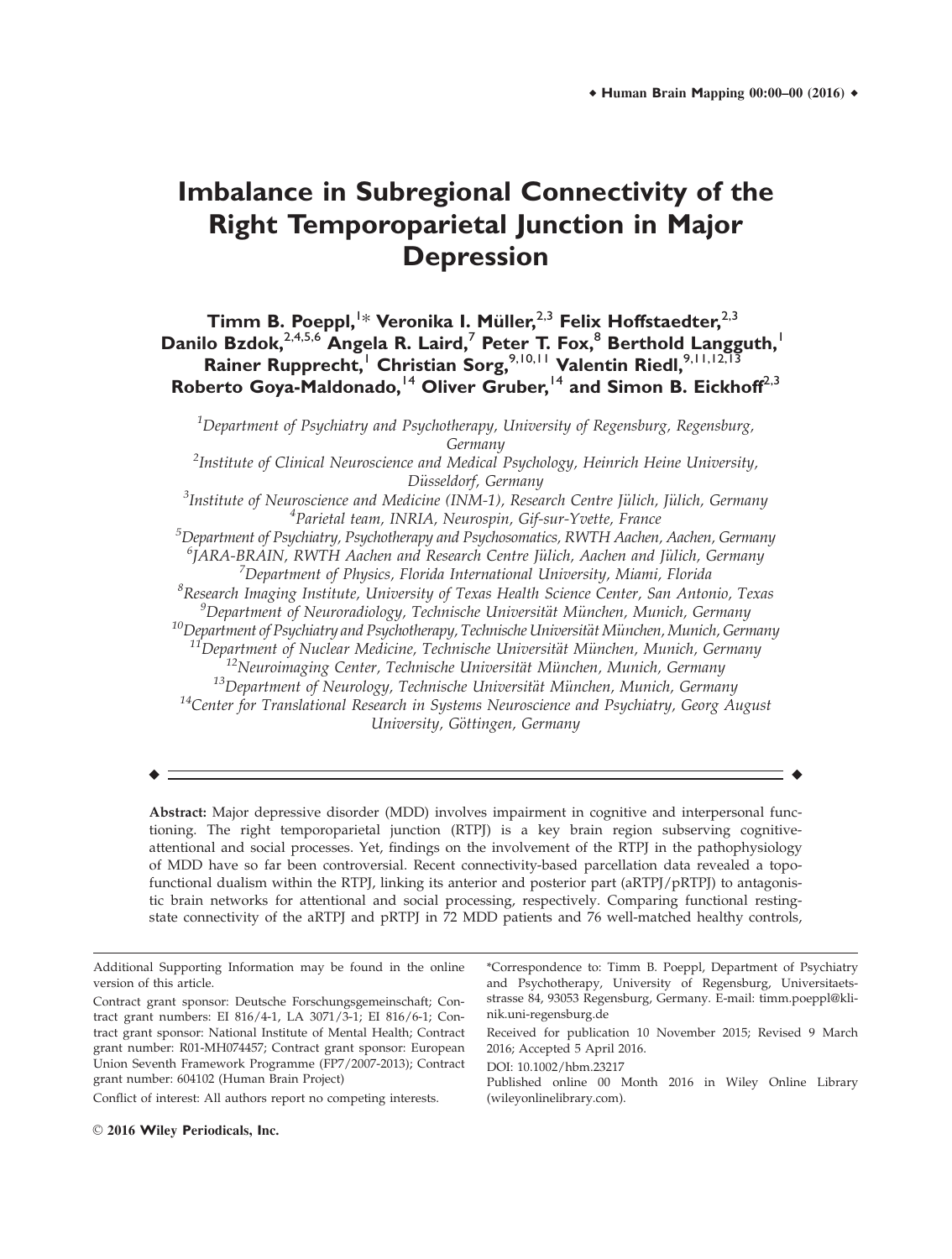# Imbalance in Subregional Connectivity of the Right Temporoparietal Junction in Major Depression

**Timm B. Poeppl,[1]* Veronika I. Müller,[2,3] Felix Hoffstaedter,[2,3] Danilo Bzdok,[2,4,5,6] Angela R. Laird,[7] Peter T. Fox,[8] Berthold Langguth,[1] Rainer Rupprecht,[1] Christian Sorg,[9,10,11] Valentin Riedl,[9,11,12,13] Roberto Goya-Maldonado,[14] Oliver Gruber,[14] and Simon B. Eickhoff[2,3]**

[1]*Department of Psychiatry and Psychotherapy, University of Regensburg, Regensburg, Germany*
[2]*Institute of Clinical Neuroscience and Medical Psychology, Heinrich Heine University, Düsseldorf, Germany*
[3]*Institute of Neuroscience and Medicine (INM-1), Research Centre Jülich, Jülich, Germany*
[4]*Parietal team, INRIA, Neurospin, Gif-sur-Yvette, France*
[5]*Department of Psychiatry, Psychotherapy and Psychosomatics, RWTH Aachen, Aachen, Germany*
[6]*JARA-BRAIN, RWTH Aachen and Research Centre Jülich, Aachen and Jülich, Germany*
[7]*Department of Physics, Florida International University, Miami, Florida*
[8]*Research Imaging Institute, University of Texas Health Science Center, San Antonio, Texas*
[9]*Department of Neuroradiology, Technische Universität München, Munich, Germany*
[10]*Department of Psychiatry and Psychotherapy, Technische Universität München, Munich, Germany*
[11]*Department of Nuclear Medicine, Technische Universität München, Munich, Germany*
[12]*Neuroimaging Center, Technische Universität München, Munich, Germany*
[13]*Department of Neurology, Technische Universität München, Munich, Germany*
[14]*Center for Translational Research in Systems Neuroscience and Psychiatry, Georg August University, Göttingen, Germany*

---

**Abstract:** Major depressive disorder (MDD) involves impairment in cognitive and interpersonal functioning. The right temporoparietal junction (RTPJ) is a key brain region subserving cognitive-attentional and social processes. Yet, findings on the involvement of the RTPJ in the pathophysiology of MDD have so far been controversial. Recent connectivity-based parcellation data revealed a topofunctional dualism within the RTPJ, linking its anterior and posterior part (aRTPJ/pRTPJ) to antagonistic brain networks for attentional and social processing, respectively. Comparing functional resting-state connectivity of the aRTPJ and pRTPJ in 72 MDD patients and 76 well-matched healthy controls,

---

Additional Supporting Information may be found in the online version of this article.

Contract grant sponsor: Deutsche Forschungsgemeinschaft; Contract grant numbers: EI 816/4-1, LA 3071/3-1; EI 816/6-1; Contract grant sponsor: National Institute of Mental Health; Contract grant number: R01-MH074457; Contract grant sponsor: European Union Seventh Framework Programme (FP7/2007-2013); Contract grant number: 604102 (Human Brain Project)

Conflict of interest: All authors report no competing interests.

*Correspondence to: Timm B. Poeppl, Department of Psychiatry and Psychotherapy, University of Regensburg, Universitaetsstrasse 84, 93053 Regensburg, Germany. E-mail: timm.poeppl@klinik.uni-regensburg.de

Received for publication 10 November 2015; Revised 9 March 2016; Accepted 5 April 2016.

DOI: 10.1002/hbm.23217

Published online 00 Month 2016 in Wiley Online Library (wileyonlinelibrary.com).

© 2016 Wiley Periodicals, Inc.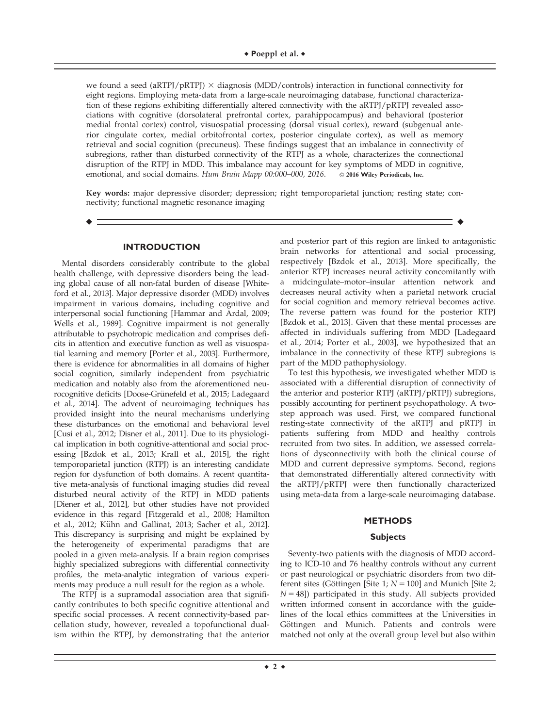we found a seed (aRTPJ/pRTPJ) × diagnosis (MDD/controls) interaction in functional connectivity for eight regions. Employing meta-data from a large-scale neuroimaging database, functional characterization of these regions exhibiting differentially altered connectivity with the aRTPJ/pRTPJ revealed associations with cognitive (dorsolateral prefrontal cortex, parahippocampus) and behavioral (posterior medial frontal cortex) control, visuospatial processing (dorsal visual cortex), reward (subgenual anterior cingulate cortex, medial orbitofrontal cortex, posterior cingulate cortex), as well as memory retrieval and social cognition (precuneus). These findings suggest that an imbalance in connectivity of subregions, rather than disturbed connectivity of the RTPJ as a whole, characterizes the connectional disruption of the RTPJ in MDD. This imbalance may account for key symptoms of MDD in cognitive, emotional, and social domains. *Hum Brain Mapp 00:000–000, 2016.* © **2016 Wiley Periodicals, Inc.**

**Key words:** major depressive disorder; depression; right temporoparietal junction; resting state; connectivity; functional magnetic resonance imaging

## INTRODUCTION

Mental disorders considerably contribute to the global health challenge, with depressive disorders being the leading global cause of all non-fatal burden of disease [Whiteford et al., 2013]. Major depressive disorder (MDD) involves impairment in various domains, including cognitive and interpersonal social functioning [Hammar and Ardal, 2009; Wells et al., 1989]. Cognitive impairment is not generally attributable to psychotropic medication and comprises deficits in attention and executive function as well as visuospatial learning and memory [Porter et al., 2003]. Furthermore, there is evidence for abnormalities in all domains of higher social cognition, similarly independent from psychiatric medication and notably also from the aforementioned neurocognitive deficits [Doose-Grünefeld et al., 2015; Ladegaard et al., 2014]. The advent of neuroimaging techniques has provided insight into the neural mechanisms underlying these disturbances on the emotional and behavioral level [Cusi et al., 2012; Disner et al., 2011]. Due to its physiological implication in both cognitive-attentional and social processing [Bzdok et al., 2013; Krall et al., 2015], the right temporoparietal junction (RTPJ) is an interesting candidate region for dysfunction of both domains. A recent quantitative meta-analysis of functional imaging studies did reveal disturbed neural activity of the RTPJ in MDD patients [Diener et al., 2012], but other studies have not provided evidence in this regard [Fitzgerald et al., 2008; Hamilton et al., 2012; Kühn and Gallinat, 2013; Sacher et al., 2012]. This discrepancy is surprising and might be explained by the heterogeneity of experimental paradigms that are pooled in a given meta-analysis. If a brain region comprises highly specialized subregions with differential connectivity profiles, the meta-analytic integration of various experiments may produce a null result for the region as a whole.

The RTPJ is a supramodal association area that significantly contributes to both specific cognitive attentional and specific social processes. A recent connectivity-based parcellation study, however, revealed a topofunctional dualism within the RTPJ, by demonstrating that the anterior and posterior part of this region are linked to antagonistic brain networks for attentional and social processing, respectively [Bzdok et al., 2013]. More specifically, the anterior RTPJ increases neural activity concomitantly with a midcingulate–motor–insular attention network and decreases neural activity when a parietal network crucial for social cognition and memory retrieval becomes active. The reverse pattern was found for the posterior RTPJ [Bzdok et al., 2013]. Given that these mental processes are affected in individuals suffering from MDD [Ladegaard et al., 2014; Porter et al., 2003], we hypothesized that an imbalance in the connectivity of these RTPJ subregions is part of the MDD pathophysiology.

To test this hypothesis, we investigated whether MDD is associated with a differential disruption of connectivity of the anterior and posterior RTPJ (aRTPJ/pRTPJ) subregions, possibly accounting for pertinent psychopathology. A two-step approach was used. First, we compared functional resting-state connectivity of the aRTPJ and pRTPJ in patients suffering from MDD and healthy controls recruited from two sites. In addition, we assessed correlations of dysconnectivity with both the clinical course of MDD and current depressive symptoms. Second, regions that demonstrated differentially altered connectivity with the aRTPJ/pRTPJ were then functionally characterized using meta-data from a large-scale neuroimaging database.

## METHODS

### Subjects

Seventy-two patients with the diagnosis of MDD according to ICD-10 and 76 healthy controls without any current or past neurological or psychiatric disorders from two different sites (Göttingen [Site 1; $N = 100$] and Munich [Site 2; $N = 48$]) participated in this study. All subjects provided written informed consent in accordance with the guidelines of the local ethics committees at the Universities in Göttingen and Munich. Patients and controls were matched not only at the overall group level but also within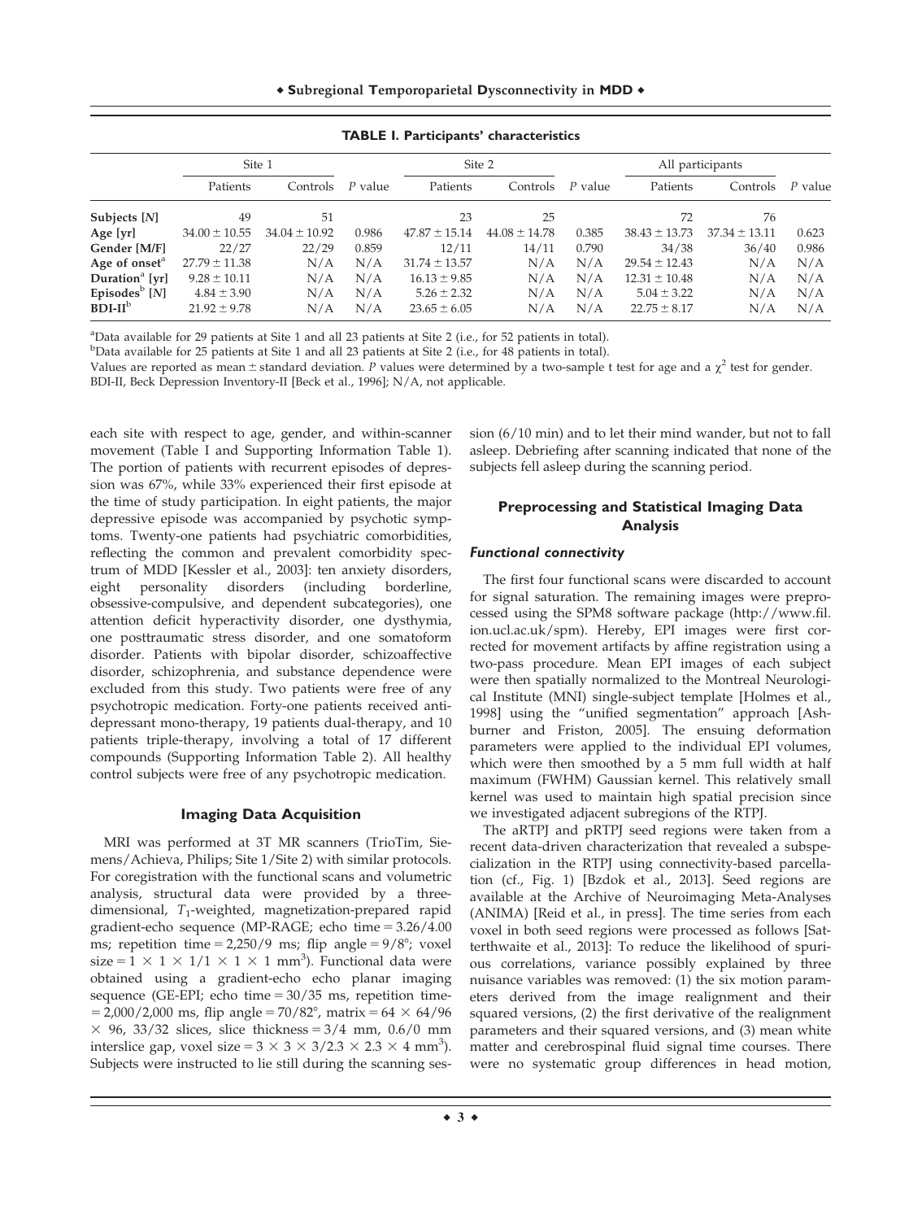**TABLE I. Participants' characteristics**

| | Site 1 | | | Site 2 | | | All participants | | |
|---|---|---|---|---|---|---|---|---|---|
| | Patients | Controls | *P* value | Patients | Controls | *P* value | Patients | Controls | *P* value |
| **Subjects [*N*]** | 49 | 51 | | 23 | 25 | | 72 | 76 | |
| **Age [yr]** | 34.00 ± 10.55 | 34.04 ± 10.92 | 0.986 | 47.87 ± 15.14 | 44.08 ± 14.78 | 0.385 | 38.43 ± 13.73 | 37.34 ± 13.11 | 0.623 |
| **Gender [M/F]** | 22/27 | 22/29 | 0.859 | 12/11 | 14/11 | 0.790 | 34/38 | 36/40 | 0.986 |
| **Age of onset**[a] | 27.79 ± 11.38 | N/A | N/A | 31.74 ± 13.57 | N/A | N/A | 29.54 ± 12.43 | N/A | N/A |
| **Duration**[a] **[yr]** | 9.28 ± 10.11 | N/A | N/A | 16.13 ± 9.85 | N/A | N/A | 12.31 ± 10.48 | N/A | N/A |
| **Episodes**[b] **[*N*]** | 4.84 ± 3.90 | N/A | N/A | 5.26 ± 2.32 | N/A | N/A | 5.04 ± 3.22 | N/A | N/A |
| **BDI-II**[b] | 21.92 ± 9.78 | N/A | N/A | 23.65 ± 6.05 | N/A | N/A | 22.75 ± 8.17 | N/A | N/A |

[a]Data available for 29 patients at Site 1 and all 23 patients at Site 2 (i.e., for 52 patients in total).
[b]Data available for 25 patients at Site 1 and all 23 patients at Site 2 (i.e., for 48 patients in total).
Values are reported as mean ± standard deviation. *P* values were determined by a two-sample t test for age and a $\chi^2$ test for gender.
BDI-II, Beck Depression Inventory-II [Beck et al., 1996]; N/A, not applicable.

each site with respect to age, gender, and within-scanner movement (Table I and Supporting Information Table 1). The portion of patients with recurrent episodes of depression was 67%, while 33% experienced their first episode at the time of study participation. In eight patients, the major depressive episode was accompanied by psychotic symptoms. Twenty-one patients had psychiatric comorbidities, reflecting the common and prevalent comorbidity spectrum of MDD [Kessler et al., 2003]: ten anxiety disorders, eight personality disorders (including borderline, obsessive-compulsive, and dependent subcategories), one attention deficit hyperactivity disorder, one dysthymia, one posttraumatic stress disorder, and one somatoform disorder. Patients with bipolar disorder, schizoaffective disorder, schizophrenia, and substance dependence were excluded from this study. Two patients were free of any psychotropic medication. Forty-one patients received antidepressant mono-therapy, 19 patients dual-therapy, and 10 patients triple-therapy, involving a total of 17 different compounds (Supporting Information Table 2). All healthy control subjects were free of any psychotropic medication.

## Imaging Data Acquisition

MRI was performed at 3T MR scanners (TrioTim, Siemens/Achieva, Philips; Site 1/Site 2) with similar protocols. For coregistration with the functional scans and volumetric analysis, structural data were provided by a three-dimensional, $T_1$-weighted, magnetization-prepared rapid gradient-echo sequence (MP-RAGE; echo time = 3.26/4.00 ms; repetition time = 2,250/9 ms; flip angle = 9/8°; voxel size = 1 × 1 × 1/1 × 1 × 1 mm$^3$). Functional data were obtained using a gradient-echo echo planar imaging sequence (GE-EPI; echo time = 30/35 ms, repetition time = 2,000/2,000 ms, flip angle = 70/82°, matrix = 64 × 64/96 × 96, 33/32 slices, slice thickness = 3/4 mm, 0.6/0 mm interslice gap, voxel size = 3 × 3 × 3/2.3 × 2.3 × 4 mm$^3$). Subjects were instructed to lie still during the scanning session (6/10 min) and to let their mind wander, but not to fall asleep. Debriefing after scanning indicated that none of the subjects fell asleep during the scanning period.

## Preprocessing and Statistical Imaging Data Analysis

### *Functional connectivity*

The first four functional scans were discarded to account for signal saturation. The remaining images were preprocessed using the SPM8 software package (http://www.fil.ion.ucl.ac.uk/spm). Hereby, EPI images were first corrected for movement artifacts by affine registration using a two-pass procedure. Mean EPI images of each subject were then spatially normalized to the Montreal Neurological Institute (MNI) single-subject template [Holmes et al., 1998] using the "unified segmentation" approach [Ashburner and Friston, 2005]. The ensuing deformation parameters were applied to the individual EPI volumes, which were then smoothed by a 5 mm full width at half maximum (FWHM) Gaussian kernel. This relatively small kernel was used to maintain high spatial precision since we investigated adjacent subregions of the RTPJ.

The aRTPJ and pRTPJ seed regions were taken from a recent data-driven characterization that revealed a subspecialization in the RTPJ using connectivity-based parcellation (cf., Fig. 1) [Bzdok et al., 2013]. Seed regions are available at the Archive of Neuroimaging Meta-Analyses (ANIMA) [Reid et al., in press]. The time series from each voxel in both seed regions were processed as follows [Satterthwaite et al., 2013]: To reduce the likelihood of spurious correlations, variance possibly explained by three nuisance variables was removed: (1) the six motion parameters derived from the image realignment and their squared versions, (2) the first derivative of the realignment parameters and their squared versions, and (3) mean white matter and cerebrospinal fluid signal time courses. There were no systematic group differences in head motion,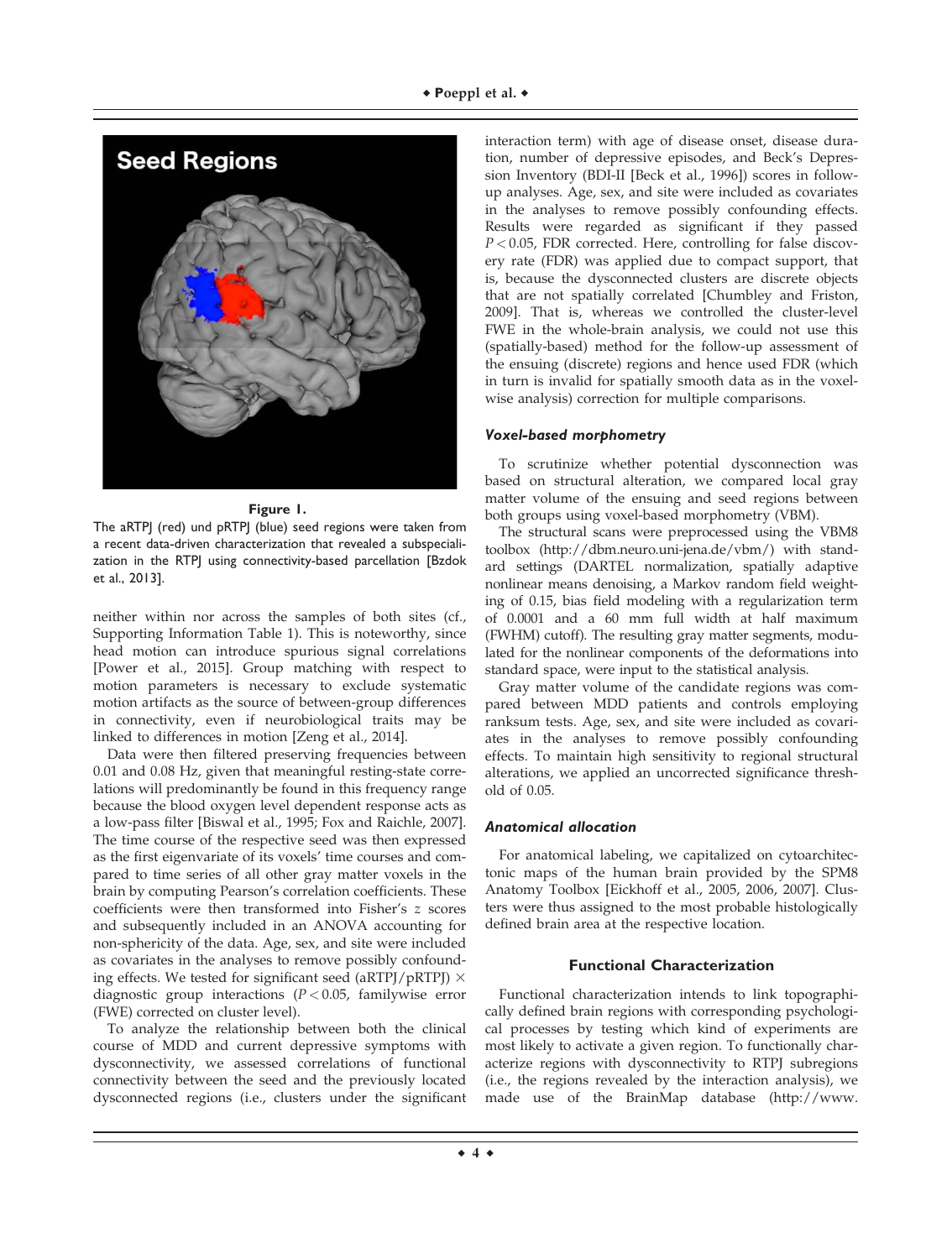**Figure 1.**

The aRTPJ (red) und pRTPJ (blue) seed regions were taken from a recent data-driven characterization that revealed a subspecialization in the RTPJ using connectivity-based parcellation [Bzdok et al., 2013].

neither within nor across the samples of both sites (cf., Supporting Information Table 1). This is noteworthy, since head motion can introduce spurious signal correlations [Power et al., 2015]. Group matching with respect to motion parameters is necessary to exclude systematic motion artifacts as the source of between-group differences in connectivity, even if neurobiological traits may be linked to differences in motion [Zeng et al., 2014].

Data were then filtered preserving frequencies between 0.01 and 0.08 Hz, given that meaningful resting-state correlations will predominantly be found in this frequency range because the blood oxygen level dependent response acts as a low-pass filter [Biswal et al., 1995; Fox and Raichle, 2007]. The time course of the respective seed was then expressed as the first eigenvariate of its voxels' time courses and compared to time series of all other gray matter voxels in the brain by computing Pearson's correlation coefficients. These coefficients were then transformed into Fisher's $z$ scores and subsequently included in an ANOVA accounting for non-sphericity of the data. Age, sex, and site were included as covariates in the analyses to remove possibly confounding effects. We tested for significant seed (aRTPJ/pRTPJ) × diagnostic group interactions ($P < 0.05$, familywise error (FWE) corrected on cluster level).

To analyze the relationship between both the clinical course of MDD and current depressive symptoms with dysconnectivity, we assessed correlations of functional connectivity between the seed and the previously located dysconnected regions (i.e., clusters under the significant interaction term) with age of disease onset, disease duration, number of depressive episodes, and Beck's Depression Inventory (BDI-II [Beck et al., 1996]) scores in follow-up analyses. Age, sex, and site were included as covariates in the analyses to remove possibly confounding effects. Results were regarded as significant if they passed $P < 0.05$, FDR corrected. Here, controlling for false discovery rate (FDR) was applied due to compact support, that is, because the dysconnected clusters are discrete objects that are not spatially correlated [Chumbley and Friston, 2009]. That is, whereas we controlled the cluster-level FWE in the whole-brain analysis, we could not use this (spatially-based) method for the follow-up assessment of the ensuing (discrete) regions and hence used FDR (which in turn is invalid for spatially smooth data as in the voxel-wise analysis) correction for multiple comparisons.

### *Voxel-based morphometry*

To scrutinize whether potential dysconnection was based on structural alteration, we compared local gray matter volume of the ensuing and seed regions between both groups using voxel-based morphometry (VBM).

The structural scans were preprocessed using the VBM8 toolbox (http://dbm.neuro.uni-jena.de/vbm/) with standard settings (DARTEL normalization, spatially adaptive nonlinear means denoising, a Markov random field weighting of 0.15, bias field modeling with a regularization term of 0.0001 and a 60 mm full width at half maximum (FWHM) cutoff). The resulting gray matter segments, modulated for the nonlinear components of the deformations into standard space, were input to the statistical analysis.

Gray matter volume of the candidate regions was compared between MDD patients and controls employing ranksum tests. Age, sex, and site were included as covariates in the analyses to remove possibly confounding effects. To maintain high sensitivity to regional structural alterations, we applied an uncorrected significance threshold of 0.05.

### *Anatomical allocation*

For anatomical labeling, we capitalized on cytoarchitectonic maps of the human brain provided by the SPM8 Anatomy Toolbox [Eickhoff et al., 2005, 2006, 2007]. Clusters were thus assigned to the most probable histologically defined brain area at the respective location.

## Functional Characterization

Functional characterization intends to link topographically defined brain regions with corresponding psychological processes by testing which kind of experiments are most likely to activate a given region. To functionally characterize regions with dysconnectivity to RTPJ subregions (i.e., the regions revealed by the interaction analysis), we made use of the BrainMap database (http://www.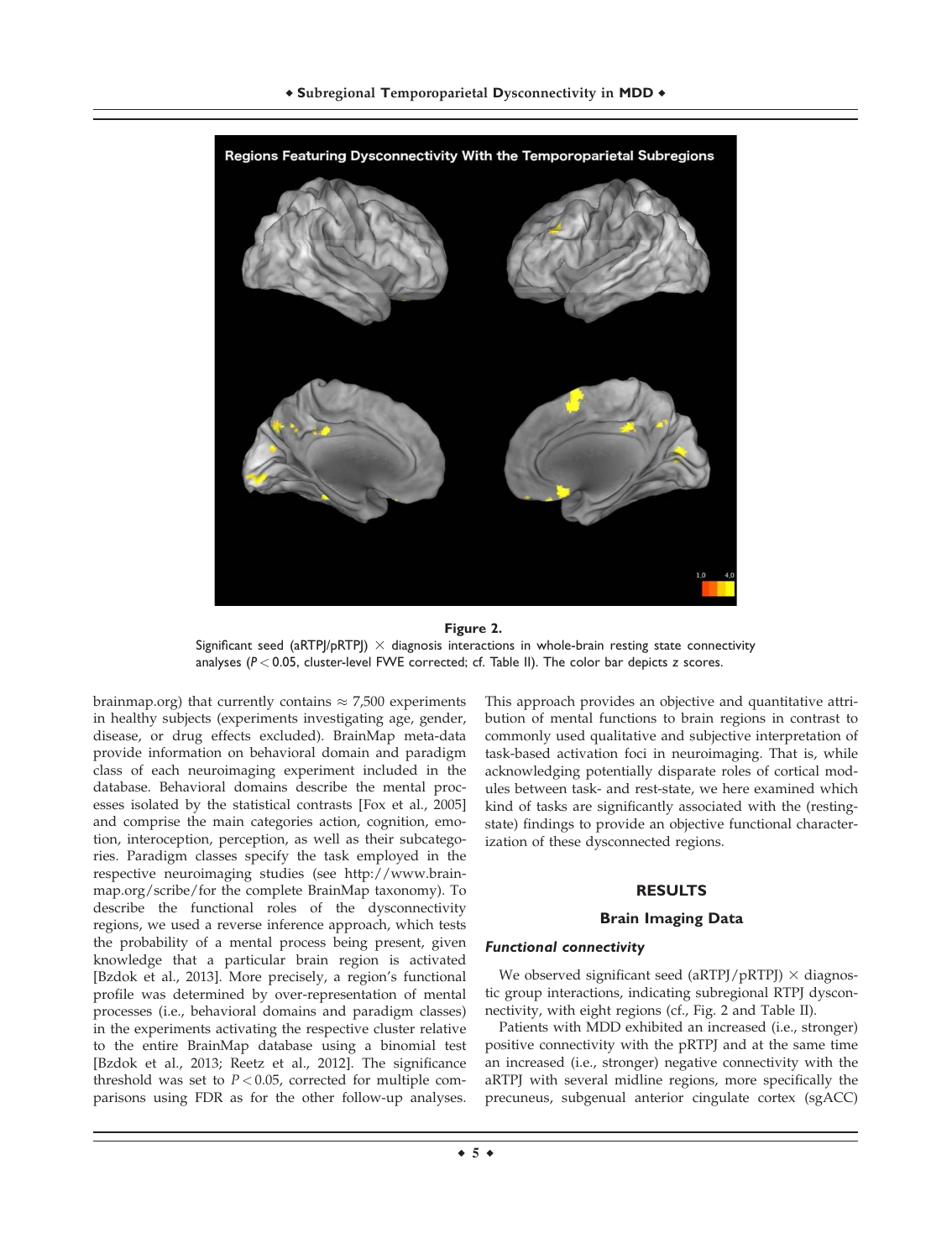**Figure 2.**

Significant seed (aRTPJ/pRTPJ) × diagnosis interactions in whole-brain resting state connectivity analyses ($P < 0.05$, cluster-level FWE corrected; cf. Table II). The color bar depicts z scores.

brainmap.org) that currently contains ≈ 7,500 experiments in healthy subjects (experiments investigating age, gender, disease, or drug effects excluded). BrainMap meta-data provide information on behavioral domain and paradigm class of each neuroimaging experiment included in the database. Behavioral domains describe the mental processes isolated by the statistical contrasts [Fox et al., 2005] and comprise the main categories action, cognition, emotion, interoception, perception, as well as their subcategories. Paradigm classes specify the task employed in the respective neuroimaging studies (see http://www.brainmap.org/scribe/for the complete BrainMap taxonomy). To describe the functional roles of the dysconnectivity regions, we used a reverse inference approach, which tests the probability of a mental process being present, given knowledge that a particular brain region is activated [Bzdok et al., 2013]. More precisely, a region's functional profile was determined by over-representation of mental processes (i.e., behavioral domains and paradigm classes) in the experiments activating the respective cluster relative to the entire BrainMap database using a binomial test [Bzdok et al., 2013; Reetz et al., 2012]. The significance threshold was set to $P < 0.05$, corrected for multiple comparisons using FDR as for the other follow-up analyses. This approach provides an objective and quantitative attribution of mental functions to brain regions in contrast to commonly used qualitative and subjective interpretation of task-based activation foci in neuroimaging. That is, while acknowledging potentially disparate roles of cortical modules between task- and rest-state, we here examined which kind of tasks are significantly associated with the (resting-state) findings to provide an objective functional characterization of these dysconnected regions.

## RESULTS

### Brain Imaging Data

#### *Functional connectivity*

We observed significant seed (aRTPJ/pRTPJ) × diagnostic group interactions, indicating subregional RTPJ dysconnectivity, with eight regions (cf., Fig. 2 and Table II).

Patients with MDD exhibited an increased (i.e., stronger) positive connectivity with the pRTPJ and at the same time an increased (i.e., stronger) negative connectivity with the aRTPJ with several midline regions, more specifically the precuneus, subgenual anterior cingulate cortex (sgACC)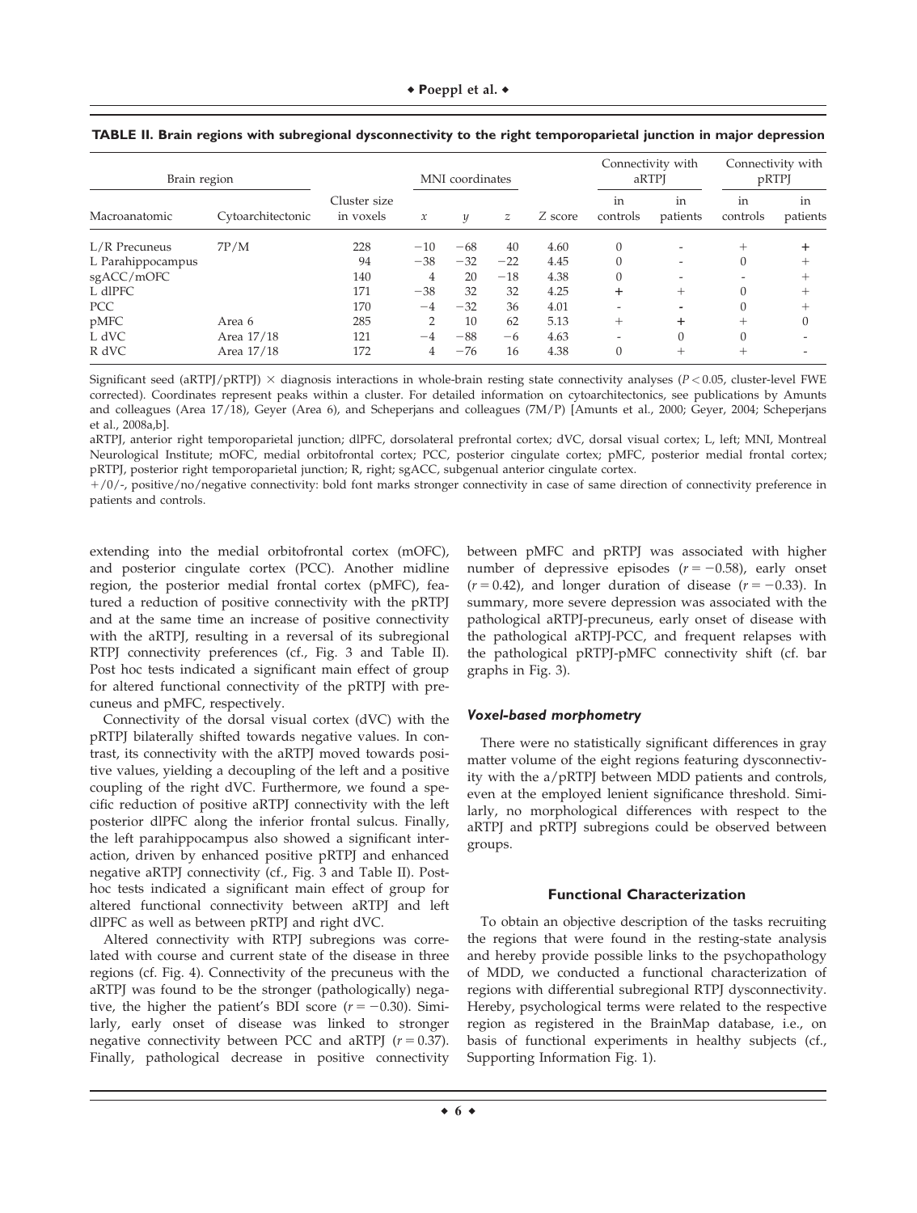**TABLE II. Brain regions with subregional dysconnectivity to the right temporoparietal junction in major depression**

| Brain region | | Cluster size in voxels | MNI coordinates | | | Z score | Connectivity with aRTPJ | | Connectivity with pRTPJ | |
|---|---|---|---|---|---|---|---|---|---|---|
| Macroanatomic | Cytoarchitectonic | | x | y | z | | in controls | in patients | in controls | in patients |
| L/R Precuneus | 7P/M | 228 | −10 | −68 | 40 | 4.60 | 0 | - | + | **+** |
| L Parahippocampus | | 94 | −38 | −32 | −22 | 4.45 | 0 | - | 0 | + |
| sgACC/mOFC | | 140 | 4 | 20 | −18 | 4.38 | 0 | - | - | + |
| L dlPFC | | 171 | −38 | 32 | 32 | 4.25 | **+** | + | 0 | + |
| PCC | | 170 | −4 | −32 | 36 | 4.01 | - | **-** | 0 | + |
| pMFC | Area 6 | 285 | 2 | 10 | 62 | 5.13 | + | **+** | + | 0 |
| L dVC | Area 17/18 | 121 | −4 | −88 | −6 | 4.63 | - | 0 | 0 | - |
| R dVC | Area 17/18 | 172 | 4 | −76 | 16 | 4.38 | 0 | + | + | - |

Significant seed (aRTPJ/pRTPJ) × diagnosis interactions in whole-brain resting state connectivity analyses ($P < 0.05$, cluster-level FWE corrected). Coordinates represent peaks within a cluster. For detailed information on cytoarchitectonics, see publications by Amunts and colleagues (Area 17/18), Geyer (Area 6), and Scheperjans and colleagues (7M/P) [Amunts et al., 2000; Geyer, 2004; Scheperjans et al., 2008a,b].

aRTPJ, anterior right temporoparietal junction; dlPFC, dorsolateral prefrontal cortex; dVC, dorsal visual cortex; L, left; MNI, Montreal Neurological Institute; mOFC, medial orbitofrontal cortex; PCC, posterior cingulate cortex; pMFC, posterior medial frontal cortex; pRTPJ, posterior right temporoparietal junction; R, right; sgACC, subgenual anterior cingulate cortex.

+/0/-, positive/no/negative connectivity: bold font marks stronger connectivity in case of same direction of connectivity preference in patients and controls.

extending into the medial orbitofrontal cortex (mOFC), and posterior cingulate cortex (PCC). Another midline region, the posterior medial frontal cortex (pMFC), featured a reduction of positive connectivity with the pRTPJ and at the same time an increase of positive connectivity with the aRTPJ, resulting in a reversal of its subregional RTPJ connectivity preferences (cf., Fig. 3 and Table II). Post hoc tests indicated a significant main effect of group for altered functional connectivity of the pRTPJ with precuneus and pMFC, respectively.

Connectivity of the dorsal visual cortex (dVC) with the pRTPJ bilaterally shifted towards negative values. In contrast, its connectivity with the aRTPJ moved towards positive values, yielding a decoupling of the left and a positive coupling of the right dVC. Furthermore, we found a specific reduction of positive aRTPJ connectivity with the left posterior dlPFC along the inferior frontal sulcus. Finally, the left parahippocampus also showed a significant interaction, driven by enhanced positive pRTPJ and enhanced negative aRTPJ connectivity (cf., Fig. 3 and Table II). Post-hoc tests indicated a significant main effect of group for altered functional connectivity between aRTPJ and left dlPFC as well as between pRTPJ and right dVC.

Altered connectivity with RTPJ subregions was correlated with course and current state of the disease in three regions (cf. Fig. 4). Connectivity of the precuneus with the aRTPJ was found to be the stronger (pathologically) negative, the higher the patient's BDI score ($r = -0.30$). Similarly, early onset of disease was linked to stronger negative connectivity between PCC and aRTPJ ($r = 0.37$). Finally, pathological decrease in positive connectivity between pMFC and pRTPJ was associated with higher number of depressive episodes ($r = -0.58$), early onset ($r = 0.42$), and longer duration of disease ($r = -0.33$). In summary, more severe depression was associated with the pathological aRTPJ-precuneus, early onset of disease with the pathological aRTPJ-PCC, and frequent relapses with the pathological pRTPJ-pMFC connectivity shift (cf. bar graphs in Fig. 3).

#### *Voxel-based morphometry*

There were no statistically significant differences in gray matter volume of the eight regions featuring dysconnectivity with the a/pRTPJ between MDD patients and controls, even at the employed lenient significance threshold. Similarly, no morphological differences with respect to the aRTPJ and pRTPJ subregions could be observed between groups.

### Functional Characterization

To obtain an objective description of the tasks recruiting the regions that were found in the resting-state analysis and hereby provide possible links to the psychopathology of MDD, we conducted a functional characterization of regions with differential subregional RTPJ dysconnectivity. Hereby, psychological terms were related to the respective region as registered in the BrainMap database, i.e., on basis of functional experiments in healthy subjects (cf., Supporting Information Fig. 1).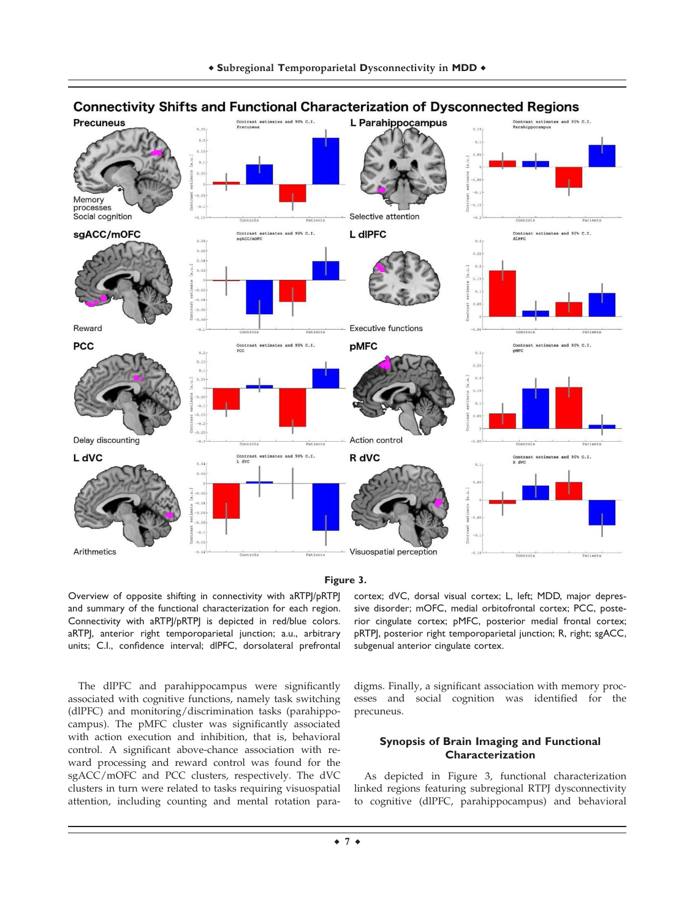**Figure 3.**

Overview of opposite shifting in connectivity with aRTPJ/pRTPJ and summary of the functional characterization for each region. Connectivity with aRTPJ/pRTPJ is depicted in red/blue colors. aRTPJ, anterior right temporoparietal junction; a.u., arbitrary units; C.I., confidence interval; dlPFC, dorsolateral prefrontal cortex; dVC, dorsal visual cortex; L, left; MDD, major depressive disorder; mOFC, medial orbitofrontal cortex; PCC, posterior cingulate cortex; pMFC, posterior medial frontal cortex; pRTPJ, posterior right temporoparietal junction; R, right; sgACC, subgenual anterior cingulate cortex.

The dlPFC and parahippocampus were significantly associated with cognitive functions, namely task switching (dlPFC) and monitoring/discrimination tasks (parahippocampus). The pMFC cluster was significantly associated with action execution and inhibition, that is, behavioral control. A significant above-chance association with reward processing and reward control was found for the sgACC/mOFC and PCC clusters, respectively. The dVC clusters in turn were related to tasks requiring visuospatial attention, including counting and mental rotation paradigms. Finally, a significant association with memory processes and social cognition was identified for the precuneus.

## Synopsis of Brain Imaging and Functional Characterization

As depicted in Figure 3, functional characterization linked regions featuring subregional RTPJ dysconnectivity to cognitive (dlPFC, parahippocampus) and behavioral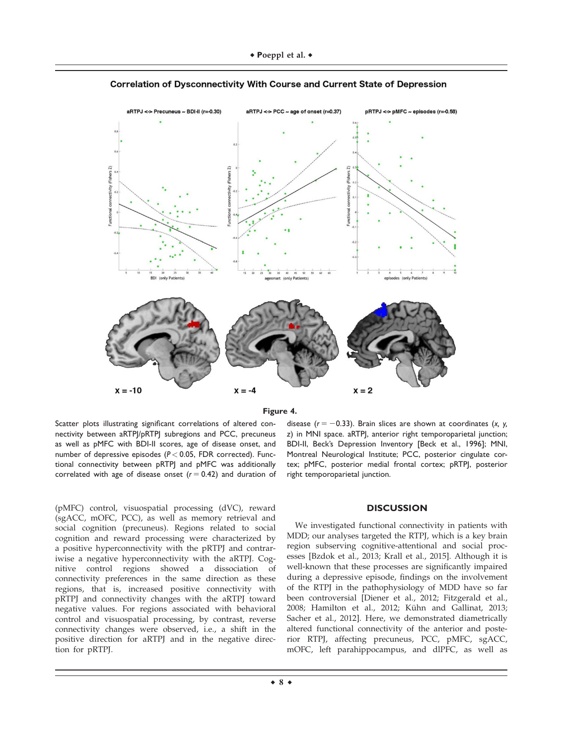**Correlation of Dysconnectivity With Course and Current State of Depression**

**Figure 4.**

Scatter plots illustrating significant correlations of altered connectivity between aRTPJ/pRTPJ subregions and PCC, precuneus as well as pMFC with BDI-II scores, age of disease onset, and number of depressive episodes ($P < 0.05$, FDR corrected). Functional connectivity between pRTPJ and pMFC was additionally correlated with age of disease onset ($r = 0.42$) and duration of disease ($r = -0.33$). Brain slices are shown at coordinates ($x$, $y$, $z$) in MNI space. aRTPJ, anterior right temporoparietal junction; BDI-II, Beck's Depression Inventory [Beck et al., 1996]; MNI, Montreal Neurological Institute; PCC, posterior cingulate cortex; pMFC, posterior medial frontal cortex; pRTPJ, posterior right temporoparietal junction.

(pMFC) control, visuospatial processing (dVC), reward (sgACC, mOFC, PCC), as well as memory retrieval and social cognition (precuneus). Regions related to social cognition and reward processing were characterized by a positive hyperconnectivity with the pRTPJ and contrariwise a negative hyperconnectivity with the aRTPJ. Cognitive control regions showed a dissociation of connectivity preferences in the same direction as these regions, that is, increased positive connectivity with pRTPJ and connectivity changes with the aRTPJ toward negative values. For regions associated with behavioral control and visuospatial processing, by contrast, reverse connectivity changes were observed, i.e., a shift in the positive direction for aRTPJ and in the negative direction for pRTPJ.

## DISCUSSION

We investigated functional connectivity in patients with MDD; our analyses targeted the RTPJ, which is a key brain region subserving cognitive-attentional and social processes [Bzdok et al., 2013; Krall et al., 2015]. Although it is well-known that these processes are significantly impaired during a depressive episode, findings on the involvement of the RTPJ in the pathophysiology of MDD have so far been controversial [Diener et al., 2012; Fitzgerald et al., 2008; Hamilton et al., 2012; Kühn and Gallinat, 2013; Sacher et al., 2012]. Here, we demonstrated diametrically altered functional connectivity of the anterior and posterior RTPJ, affecting precuneus, PCC, pMFC, sgACC, mOFC, left parahippocampus, and dlPFC, as well as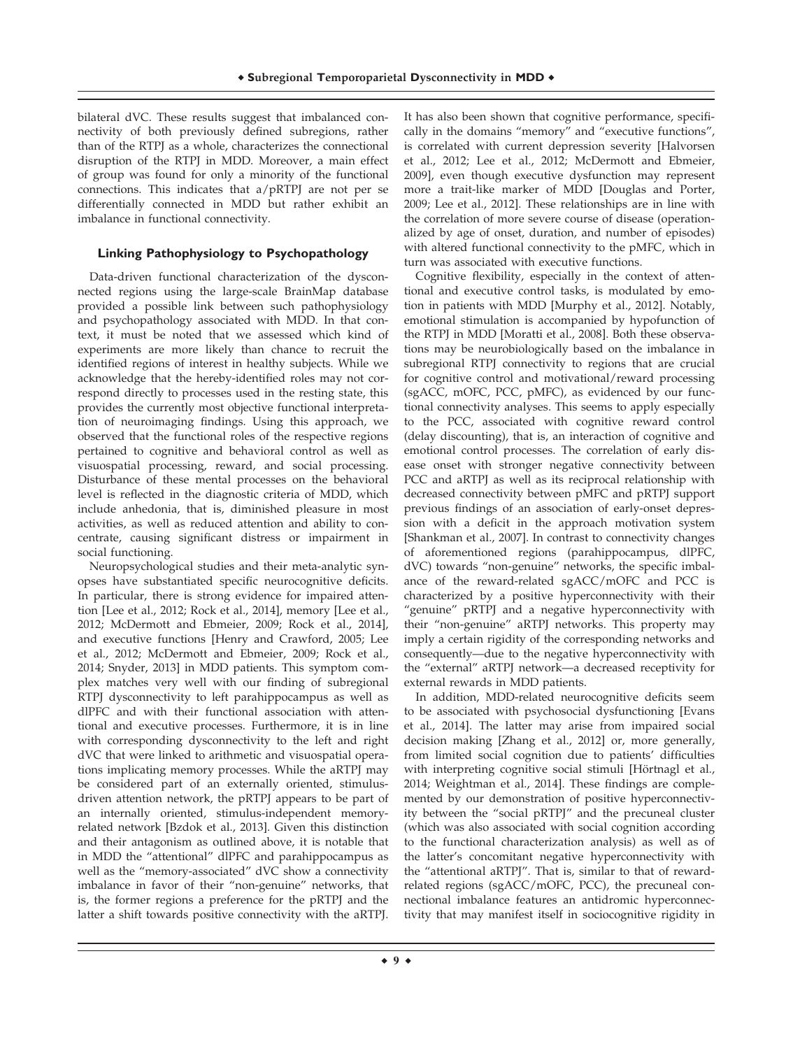bilateral dVC. These results suggest that imbalanced connectivity of both previously defined subregions, rather than of the RTPJ as a whole, characterizes the connectional disruption of the RTPJ in MDD. Moreover, a main effect of group was found for only a minority of the functional connections. This indicates that a/pRTPJ are not per se differentially connected in MDD but rather exhibit an imbalance in functional connectivity.

### Linking Pathophysiology to Psychopathology

Data-driven functional characterization of the dysconnected regions using the large-scale BrainMap database provided a possible link between such pathophysiology and psychopathology associated with MDD. In that context, it must be noted that we assessed which kind of experiments are more likely than chance to recruit the identified regions of interest in healthy subjects. While we acknowledge that the hereby-identified roles may not correspond directly to processes used in the resting state, this provides the currently most objective functional interpretation of neuroimaging findings. Using this approach, we observed that the functional roles of the respective regions pertained to cognitive and behavioral control as well as visuospatial processing, reward, and social processing. Disturbance of these mental processes on the behavioral level is reflected in the diagnostic criteria of MDD, which include anhedonia, that is, diminished pleasure in most activities, as well as reduced attention and ability to concentrate, causing significant distress or impairment in social functioning.

Neuropsychological studies and their meta-analytic synopses have substantiated specific neurocognitive deficits. In particular, there is strong evidence for impaired attention [Lee et al., 2012; Rock et al., 2014], memory [Lee et al., 2012; McDermott and Ebmeier, 2009; Rock et al., 2014], and executive functions [Henry and Crawford, 2005; Lee et al., 2012; McDermott and Ebmeier, 2009; Rock et al., 2014; Snyder, 2013] in MDD patients. This symptom complex matches very well with our finding of subregional RTPJ dysconnectivity to left parahippocampus as well as dlPFC and with their functional association with attentional and executive processes. Furthermore, it is in line with corresponding dysconnectivity to the left and right dVC that were linked to arithmetic and visuospatial operations implicating memory processes. While the aRTPJ may be considered part of an externally oriented, stimulus-driven attention network, the pRTPJ appears to be part of an internally oriented, stimulus-independent memory-related network [Bzdok et al., 2013]. Given this distinction and their antagonism as outlined above, it is notable that in MDD the "attentional" dlPFC and parahippocampus as well as the "memory-associated" dVC show a connectivity imbalance in favor of their "non-genuine" networks, that is, the former regions a preference for the pRTPJ and the latter a shift towards positive connectivity with the aRTPJ. It has also been shown that cognitive performance, specifically in the domains "memory" and "executive functions", is correlated with current depression severity [Halvorsen et al., 2012; Lee et al., 2012; McDermott and Ebmeier, 2009], even though executive dysfunction may represent more a trait-like marker of MDD [Douglas and Porter, 2009; Lee et al., 2012]. These relationships are in line with the correlation of more severe course of disease (operationalized by age of onset, duration, and number of episodes) with altered functional connectivity to the pMFC, which in turn was associated with executive functions.

Cognitive flexibility, especially in the context of attentional and executive control tasks, is modulated by emotion in patients with MDD [Murphy et al., 2012]. Notably, emotional stimulation is accompanied by hypofunction of the RTPJ in MDD [Moratti et al., 2008]. Both these observations may be neurobiologically based on the imbalance in subregional RTPJ connectivity to regions that are crucial for cognitive control and motivational/reward processing (sgACC, mOFC, PCC, pMFC), as evidenced by our functional connectivity analyses. This seems to apply especially to the PCC, associated with cognitive reward control (delay discounting), that is, an interaction of cognitive and emotional control processes. The correlation of early disease onset with stronger negative connectivity between PCC and aRTPJ as well as its reciprocal relationship with decreased connectivity between pMFC and pRTPJ support previous findings of an association of early-onset depression with a deficit in the approach motivation system [Shankman et al., 2007]. In contrast to connectivity changes of aforementioned regions (parahippocampus, dlPFC, dVC) towards "non-genuine" networks, the specific imbalance of the reward-related sgACC/mOFC and PCC is characterized by a positive hyperconnectivity with their "genuine" pRTPJ and a negative hyperconnectivity with their "non-genuine" aRTPJ networks. This property may imply a certain rigidity of the corresponding networks and consequently—due to the negative hyperconnectivity with the "external" aRTPJ network—a decreased receptivity for external rewards in MDD patients.

In addition, MDD-related neurocognitive deficits seem to be associated with psychosocial dysfunctioning [Evans et al., 2014]. The latter may arise from impaired social decision making [Zhang et al., 2012] or, more generally, from limited social cognition due to patients' difficulties with interpreting cognitive social stimuli [Hörtnagl et al., 2014; Weightman et al., 2014]. These findings are complemented by our demonstration of positive hyperconnectivity between the "social pRTPJ" and the precuneal cluster (which was also associated with social cognition according to the functional characterization analysis) as well as of the latter's concomitant negative hyperconnectivity with the "attentional aRTPJ". That is, similar to that of reward-related regions (sgACC/mOFC, PCC), the precuneal connectional imbalance features an antidromic hyperconnectivity that may manifest itself in sociocognitive rigidity in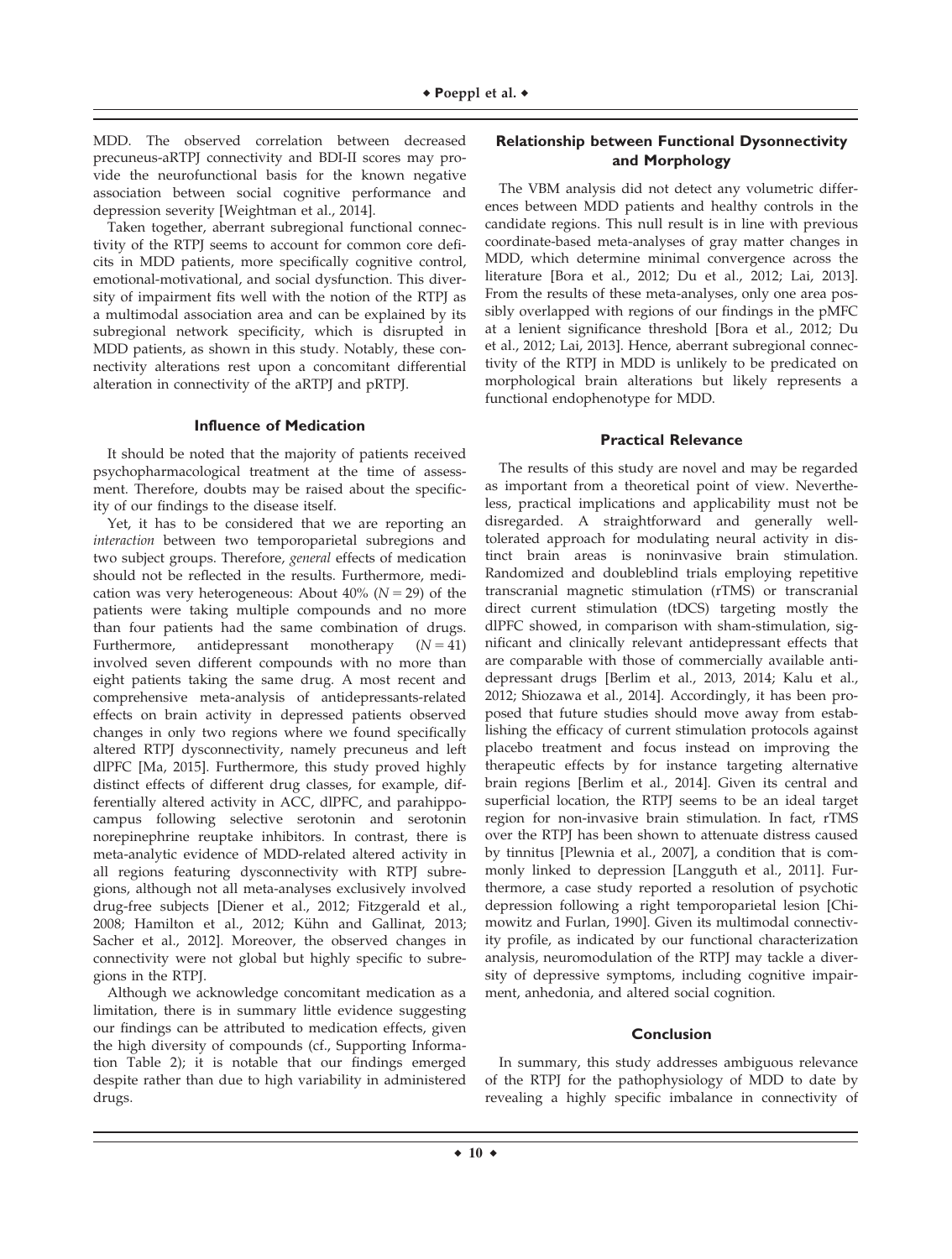MDD. The observed correlation between decreased precuneus-aRTPJ connectivity and BDI-II scores may provide the neurofunctional basis for the known negative association between social cognitive performance and depression severity [Weightman et al., 2014].

Taken together, aberrant subregional functional connectivity of the RTPJ seems to account for common core deficits in MDD patients, more specifically cognitive control, emotional-motivational, and social dysfunction. This diversity of impairment fits well with the notion of the RTPJ as a multimodal association area and can be explained by its subregional network specificity, which is disrupted in MDD patients, as shown in this study. Notably, these connectivity alterations rest upon a concomitant differential alteration in connectivity of the aRTPJ and pRTPJ.

### Influence of Medication

It should be noted that the majority of patients received psychopharmacological treatment at the time of assessment. Therefore, doubts may be raised about the specificity of our findings to the disease itself.

Yet, it has to be considered that we are reporting an *interaction* between two temporoparietal subregions and two subject groups. Therefore, *general* effects of medication should not be reflected in the results. Furthermore, medication was very heterogeneous: About 40% ($N = 29$) of the patients were taking multiple compounds and no more than four patients had the same combination of drugs. Furthermore, antidepressant monotherapy ($N = 41$) involved seven different compounds with no more than eight patients taking the same drug. A most recent and comprehensive meta-analysis of antidepressants-related effects on brain activity in depressed patients observed changes in only two regions where we found specifically altered RTPJ dysconnectivity, namely precuneus and left dlPFC [Ma, 2015]. Furthermore, this study proved highly distinct effects of different drug classes, for example, differentially altered activity in ACC, dlPFC, and parahippocampus following selective serotonin and serotonin norepinephrine reuptake inhibitors. In contrast, there is meta-analytic evidence of MDD-related altered activity in all regions featuring dysconnectivity with RTPJ subregions, although not all meta-analyses exclusively involved drug-free subjects [Diener et al., 2012; Fitzgerald et al., 2008; Hamilton et al., 2012; Kühn and Gallinat, 2013; Sacher et al., 2012]. Moreover, the observed changes in connectivity were not global but highly specific to subregions in the RTPJ.

Although we acknowledge concomitant medication as a limitation, there is in summary little evidence suggesting our findings can be attributed to medication effects, given the high diversity of compounds (cf., Supporting Information Table 2); it is notable that our findings emerged despite rather than due to high variability in administered drugs.

### Relationship between Functional Dysonnectivity and Morphology

The VBM analysis did not detect any volumetric differences between MDD patients and healthy controls in the candidate regions. This null result is in line with previous coordinate-based meta-analyses of gray matter changes in MDD, which determine minimal convergence across the literature [Bora et al., 2012; Du et al., 2012; Lai, 2013]. From the results of these meta-analyses, only one area possibly overlapped with regions of our findings in the pMFC at a lenient significance threshold [Bora et al., 2012; Du et al., 2012; Lai, 2013]. Hence, aberrant subregional connectivity of the RTPJ in MDD is unlikely to be predicated on morphological brain alterations but likely represents a functional endophenotype for MDD.

### Practical Relevance

The results of this study are novel and may be regarded as important from a theoretical point of view. Nevertheless, practical implications and applicability must not be disregarded. A straightforward and generally well-tolerated approach for modulating neural activity in distinct brain areas is noninvasive brain stimulation. Randomized and doubleblind trials employing repetitive transcranial magnetic stimulation (rTMS) or transcranial direct current stimulation (tDCS) targeting mostly the dlPFC showed, in comparison with sham-stimulation, significant and clinically relevant antidepressant effects that are comparable with those of commercially available antidepressant drugs [Berlim et al., 2013, 2014; Kalu et al., 2012; Shiozawa et al., 2014]. Accordingly, it has been proposed that future studies should move away from establishing the efficacy of current stimulation protocols against placebo treatment and focus instead on improving the therapeutic effects by for instance targeting alternative brain regions [Berlim et al., 2014]. Given its central and superficial location, the RTPJ seems to be an ideal target region for non-invasive brain stimulation. In fact, rTMS over the RTPJ has been shown to attenuate distress caused by tinnitus [Plewnia et al., 2007], a condition that is commonly linked to depression [Langguth et al., 2011]. Furthermore, a case study reported a resolution of psychotic depression following a right temporoparietal lesion [Chimowitz and Furlan, 1990]. Given its multimodal connectivity profile, as indicated by our functional characterization analysis, neuromodulation of the RTPJ may tackle a diversity of depressive symptoms, including cognitive impairment, anhedonia, and altered social cognition.

### Conclusion

In summary, this study addresses ambiguous relevance of the RTPJ for the pathophysiology of MDD to date by revealing a highly specific imbalance in connectivity of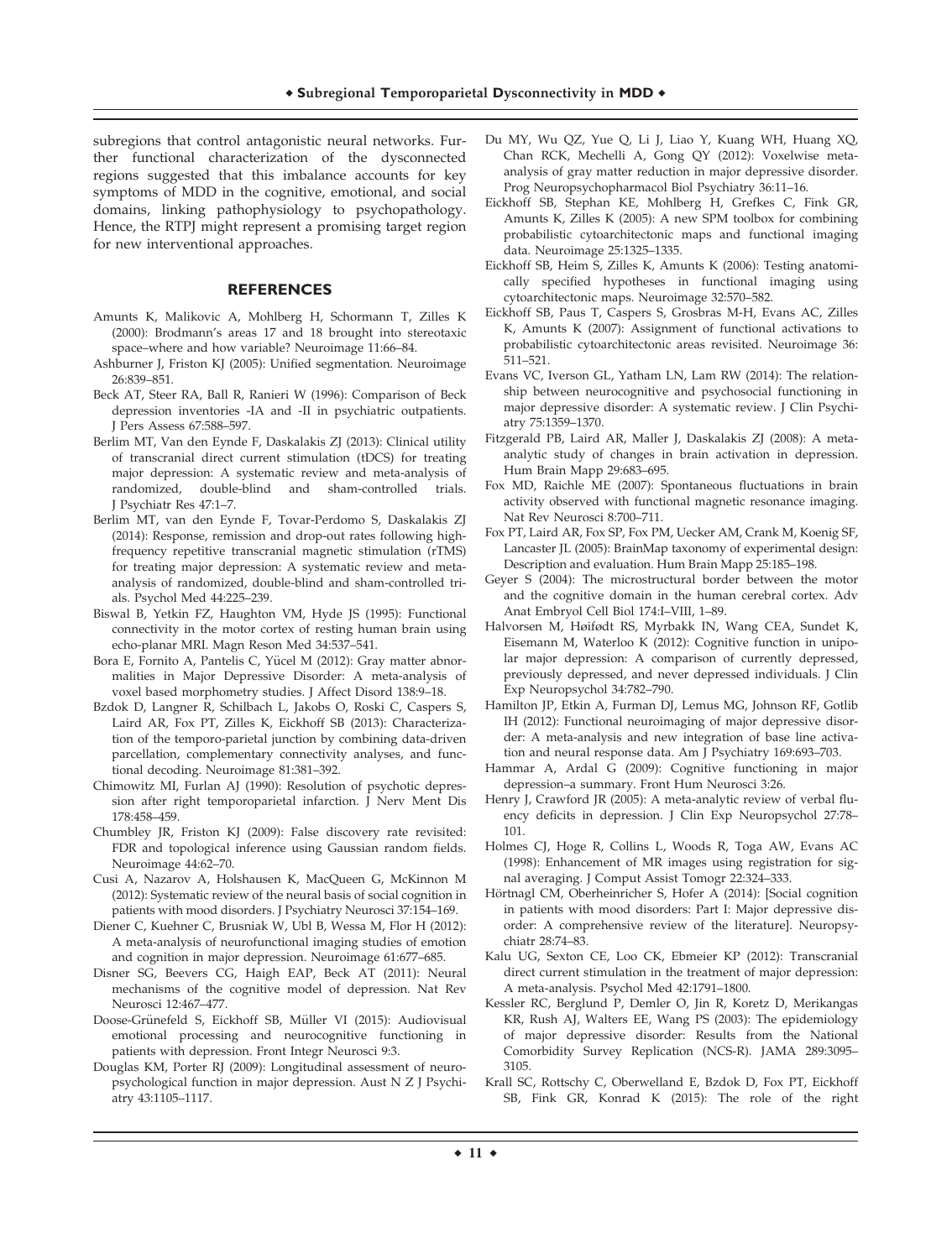subregions that control antagonistic neural networks. Further functional characterization of the dysconnected regions suggested that this imbalance accounts for key symptoms of MDD in the cognitive, emotional, and social domains, linking pathophysiology to psychopathology. Hence, the RTPJ might represent a promising target region for new interventional approaches.

## REFERENCES

Amunts K, Malikovic A, Mohlberg H, Schormann T, Zilles K (2000): Brodmann's areas 17 and 18 brought into stereotaxic space–where and how variable? Neuroimage 11:66–84.

Ashburner J, Friston KJ (2005): Unified segmentation. Neuroimage 26:839–851.

Beck AT, Steer RA, Ball R, Ranieri W (1996): Comparison of Beck depression inventories -IA and -II in psychiatric outpatients. J Pers Assess 67:588–597.

Berlim MT, Van den Eynde F, Daskalakis ZJ (2013): Clinical utility of transcranial direct current stimulation (tDCS) for treating major depression: A systematic review and meta-analysis of randomized, double-blind and sham-controlled trials. J Psychiatr Res 47:1–7.

Berlim MT, van den Eynde F, Tovar-Perdomo S, Daskalakis ZJ (2014): Response, remission and drop-out rates following high-frequency repetitive transcranial magnetic stimulation (rTMS) for treating major depression: A systematic review and meta-analysis of randomized, double-blind and sham-controlled trials. Psychol Med 44:225–239.

Biswal B, Yetkin FZ, Haughton VM, Hyde JS (1995): Functional connectivity in the motor cortex of resting human brain using echo-planar MRI. Magn Reson Med 34:537–541.

Bora E, Fornito A, Pantelis C, Yücel M (2012): Gray matter abnormalities in Major Depressive Disorder: A meta-analysis of voxel based morphometry studies. J Affect Disord 138:9–18.

Bzdok D, Langner R, Schilbach L, Jakobs O, Roski C, Caspers S, Laird AR, Fox PT, Zilles K, Eickhoff SB (2013): Characterization of the temporo-parietal junction by combining data-driven parcellation, complementary connectivity analyses, and functional decoding. Neuroimage 81:381–392.

Chimowitz MI, Furlan AJ (1990): Resolution of psychotic depression after right temporoparietal infarction. J Nerv Ment Dis 178:458–459.

Chumbley JR, Friston KJ (2009): False discovery rate revisited: FDR and topological inference using Gaussian random fields. Neuroimage 44:62–70.

Cusi A, Nazarov A, Holshausen K, MacQueen G, McKinnon M (2012): Systematic review of the neural basis of social cognition in patients with mood disorders. J Psychiatry Neurosci 37:154–169.

Diener C, Kuehner C, Brusniak W, Ubl B, Wessa M, Flor H (2012): A meta-analysis of neurofunctional imaging studies of emotion and cognition in major depression. Neuroimage 61:677–685.

Disner SG, Beevers CG, Haigh EAP, Beck AT (2011): Neural mechanisms of the cognitive model of depression. Nat Rev Neurosci 12:467–477.

Doose-Grünefeld S, Eickhoff SB, Müller VI (2015): Audiovisual emotional processing and neurocognitive functioning in patients with depression. Front Integr Neurosci 9:3.

Douglas KM, Porter RJ (2009): Longitudinal assessment of neuropsychological function in major depression. Aust N Z J Psychiatry 43:1105–1117.

Du MY, Wu QZ, Yue Q, Li J, Liao Y, Kuang WH, Huang XQ, Chan RCK, Mechelli A, Gong QY (2012): Voxelwise meta-analysis of gray matter reduction in major depressive disorder. Prog Neuropsychopharmacol Biol Psychiatry 36:11–16.

Eickhoff SB, Stephan KE, Mohlberg H, Grefkes C, Fink GR, Amunts K, Zilles K (2005): A new SPM toolbox for combining probabilistic cytoarchitectonic maps and functional imaging data. Neuroimage 25:1325–1335.

Eickhoff SB, Heim S, Zilles K, Amunts K (2006): Testing anatomically specified hypotheses in functional imaging using cytoarchitectonic maps. Neuroimage 32:570–582.

Eickhoff SB, Paus T, Caspers S, Grosbras M-H, Evans AC, Zilles K, Amunts K (2007): Assignment of functional activations to probabilistic cytoarchitectonic areas revisited. Neuroimage 36: 511–521.

Evans VC, Iverson GL, Yatham LN, Lam RW (2014): The relationship between neurocognitive and psychosocial functioning in major depressive disorder: A systematic review. J Clin Psychiatry 75:1359–1370.

Fitzgerald PB, Laird AR, Maller J, Daskalakis ZJ (2008): A meta-analytic study of changes in brain activation in depression. Hum Brain Mapp 29:683–695.

Fox MD, Raichle ME (2007): Spontaneous fluctuations in brain activity observed with functional magnetic resonance imaging. Nat Rev Neurosci 8:700–711.

Fox PT, Laird AR, Fox SP, Fox PM, Uecker AM, Crank M, Koenig SF, Lancaster JL (2005): BrainMap taxonomy of experimental design: Description and evaluation. Hum Brain Mapp 25:185–198.

Geyer S (2004): The microstructural border between the motor and the cognitive domain in the human cerebral cortex. Adv Anat Embryol Cell Biol 174:I–VIII, 1–89.

Halvorsen M, Høifødt RS, Myrbakk IN, Wang CEA, Sundet K, Eisemann M, Waterloo K (2012): Cognitive function in unipolar major depression: A comparison of currently depressed, previously depressed, and never depressed individuals. J Clin Exp Neuropsychol 34:782–790.

Hamilton JP, Etkin A, Furman DJ, Lemus MG, Johnson RF, Gotlib IH (2012): Functional neuroimaging of major depressive disorder: A meta-analysis and new integration of base line activation and neural response data. Am J Psychiatry 169:693–703.

Hammar A, Ardal G (2009): Cognitive functioning in major depression–a summary. Front Hum Neurosci 3:26.

Henry J, Crawford JR (2005): A meta-analytic review of verbal fluency deficits in depression. J Clin Exp Neuropsychol 27:78–101.

Holmes CJ, Hoge R, Collins L, Woods R, Toga AW, Evans AC (1998): Enhancement of MR images using registration for signal averaging. J Comput Assist Tomogr 22:324–333.

Hörtnagl CM, Oberheinricher S, Hofer A (2014): [Social cognition in patients with mood disorders: Part I: Major depressive disorder: A comprehensive review of the literature]. Neuropsychiatr 28:74–83.

Kalu UG, Sexton CE, Loo CK, Ebmeier KP (2012): Transcranial direct current stimulation in the treatment of major depression: A meta-analysis. Psychol Med 42:1791–1800.

Kessler RC, Berglund P, Demler O, Jin R, Koretz D, Merikangas KR, Rush AJ, Walters EE, Wang PS (2003): The epidemiology of major depressive disorder: Results from the National Comorbidity Survey Replication (NCS-R). JAMA 289:3095–3105.

Krall SC, Rottschy C, Oberwelland E, Bzdok D, Fox PT, Eickhoff SB, Fink GR, Konrad K (2015): The role of the right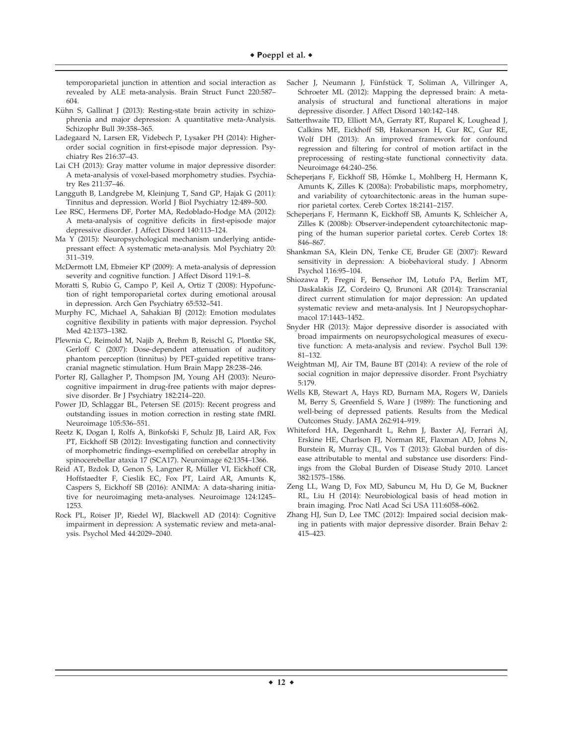temporoparietal junction in attention and social interaction as revealed by ALE meta-analysis. Brain Struct Funct 220:587–604.

Kühn S, Gallinat J (2013): Resting-state brain activity in schizophrenia and major depression: A quantitative meta-Analysis. Schizophr Bull 39:358–365.

Ladegaard N, Larsen ER, Videbech P, Lysaker PH (2014): Higher-order social cognition in first-episode major depression. Psychiatry Res 216:37–43.

Lai CH (2013): Gray matter volume in major depressive disorder: A meta-analysis of voxel-based morphometry studies. Psychiatry Res 211:37–46.

Langguth B, Landgrebe M, Kleinjung T, Sand GP, Hajak G (2011): Tinnitus and depression. World J Biol Psychiatry 12:489–500.

Lee RSC, Hermens DF, Porter MA, Redoblado-Hodge MA (2012): A meta-analysis of cognitive deficits in first-episode major depressive disorder. J Affect Disord 140:113–124.

Ma Y (2015): Neuropsychological mechanism underlying antidepressant effect: A systematic meta-analysis. Mol Psychiatry 20: 311–319.

McDermott LM, Ebmeier KP (2009): A meta-analysis of depression severity and cognitive function. J Affect Disord 119:1–8.

Moratti S, Rubio G, Campo P, Keil A, Ortiz T (2008): Hypofunction of right temporoparietal cortex during emotional arousal in depression. Arch Gen Psychiatry 65:532–541.

Murphy FC, Michael A, Sahakian BJ (2012): Emotion modulates cognitive flexibility in patients with major depression. Psychol Med 42:1373–1382.

Plewnia C, Reimold M, Najib A, Brehm B, Reischl G, Plontke SK, Gerloff C (2007): Dose-dependent attenuation of auditory phantom perception (tinnitus) by PET-guided repetitive transcranial magnetic stimulation. Hum Brain Mapp 28:238–246.

Porter RJ, Gallagher P, Thompson JM, Young AH (2003): Neurocognitive impairment in drug-free patients with major depressive disorder. Br J Psychiatry 182:214–220.

Power JD, Schlaggar BL, Petersen SE (2015): Recent progress and outstanding issues in motion correction in resting state fMRI. Neuroimage 105:536–551.

Reetz K, Dogan I, Rolfs A, Binkofski F, Schulz JB, Laird AR, Fox PT, Eickhoff SB (2012): Investigating function and connectivity of morphometric findings–exemplified on cerebellar atrophy in spinocerebellar ataxia 17 (SCA17). Neuroimage 62:1354–1366.

Reid AT, Bzdok D, Genon S, Langner R, Müller VI, Eickhoff CR, Hoffstaedter F, Cieslik EC, Fox PT, Laird AR, Amunts K, Caspers S, Eickhoff SB (2016): ANIMA: A data-sharing initiative for neuroimaging meta-analyses. Neuroimage 124:1245–1253.

Rock PL, Roiser JP, Riedel WJ, Blackwell AD (2014): Cognitive impairment in depression: A systematic review and meta-analysis. Psychol Med 44:2029–2040.

Sacher J, Neumann J, Fünfstück T, Soliman A, Villringer A, Schroeter ML (2012): Mapping the depressed brain: A meta-analysis of structural and functional alterations in major depressive disorder. J Affect Disord 140:142–148.

Satterthwaite TD, Elliott MA, Gerraty RT, Ruparel K, Loughead J, Calkins ME, Eickhoff SB, Hakonarson H, Gur RC, Gur RE, Wolf DH (2013): An improved framework for confound regression and filtering for control of motion artifact in the preprocessing of resting-state functional connectivity data. Neuroimage 64:240–256.

Scheperjans F, Eickhoff SB, Hömke L, Mohlberg H, Hermann K, Amunts K, Zilles K (2008a): Probabilistic maps, morphometry, and variability of cytoarchitectonic areas in the human superior parietal cortex. Cereb Cortex 18:2141–2157.

Scheperjans F, Hermann K, Eickhoff SB, Amunts K, Schleicher A, Zilles K (2008b): Observer-independent cytoarchitectonic mapping of the human superior parietal cortex. Cereb Cortex 18: 846–867.

Shankman SA, Klein DN, Tenke CE, Bruder GE (2007): Reward sensitivity in depression: A biobehavioral study. J Abnorm Psychol 116:95–104.

Shiozawa P, Fregni F, Benseñor IM, Lotufo PA, Berlim MT, Daskalakis JZ, Cordeiro Q, Brunoni AR (2014): Transcranial direct current stimulation for major depression: An updated systematic review and meta-analysis. Int J Neuropsychopharmacol 17:1443–1452.

Snyder HR (2013): Major depressive disorder is associated with broad impairments on neuropsychological measures of executive function: A meta-analysis and review. Psychol Bull 139: 81–132.

Weightman MJ, Air TM, Baune BT (2014): A review of the role of social cognition in major depressive disorder. Front Psychiatry 5:179.

Wells KB, Stewart A, Hays RD, Burnam MA, Rogers W, Daniels M, Berry S, Greenfield S, Ware J (1989): The functioning and well-being of depressed patients. Results from the Medical Outcomes Study. JAMA 262:914–919.

Whiteford HA, Degenhardt L, Rehm J, Baxter AJ, Ferrari AJ, Erskine HE, Charlson FJ, Norman RE, Flaxman AD, Johns N, Burstein R, Murray CJL, Vos T (2013): Global burden of disease attributable to mental and substance use disorders: Findings from the Global Burden of Disease Study 2010. Lancet 382:1575–1586.

Zeng LL, Wang D, Fox MD, Sabuncu M, Hu D, Ge M, Buckner RL, Liu H (2014): Neurobiological basis of head motion in brain imaging. Proc Natl Acad Sci USA 111:6058–6062.

Zhang HJ, Sun D, Lee TMC (2012): Impaired social decision making in patients with major depressive disorder. Brain Behav 2: 415–423.